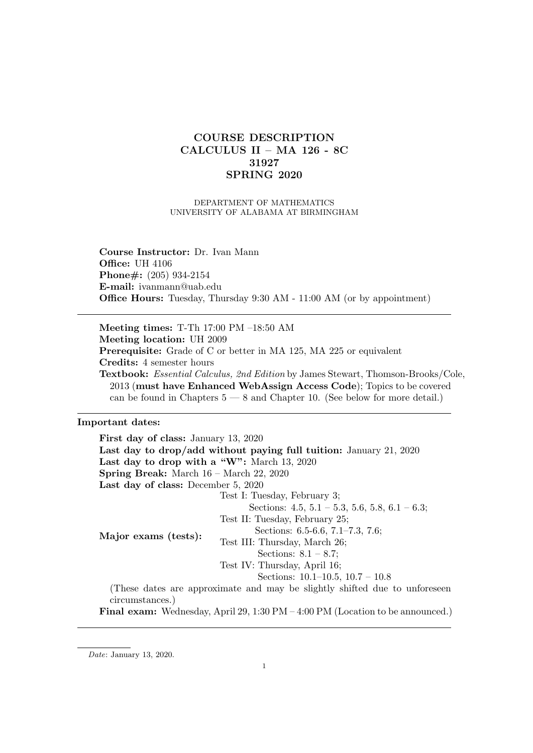# COURSE DESCRIPTION
# CALCULUS II – MA 126 - 8C
# 31927
# SPRING 2020

DEPARTMENT OF MATHEMATICS
UNIVERSITY OF ALABAMA AT BIRMINGHAM

**Course Instructor:** Dr. Ivan Mann
**Office:** UH 4106
**Phone#:** (205) 934-2154
**E-mail:** ivanmann@uab.edu
**Office Hours:** Tuesday, Thursday 9:30 AM - 11:00 AM (or by appointment)

---

**Meeting times:** T-Th 17:00 PM –18:50 AM
**Meeting location:** UH 2009
**Prerequisite:** Grade of C or better in MA 125, MA 225 or equivalent
**Credits:** 4 semester hours
**Textbook:** *Essential Calculus, 2nd Edition* by James Stewart, Thomson-Brooks/Cole, 2013 (**must have Enhanced WebAssign Access Code**); Topics to be covered can be found in Chapters 5 — 8 and Chapter 10. (See below for more detail.)

---

**Important dates:**

**First day of class:** January 13, 2020
**Last day to drop/add without paying full tuition:** January 21, 2020
**Last day to drop with a "W":** March 13, 2020
**Spring Break:** March 16 – March 22, 2020
**Last day of class:** December 5, 2020

**Major exams (tests):**

- Test I: Tuesday, February 3;
  Sections: 4.5, 5.1 – 5.3, 5.6, 5.8, 6.1 – 6.3;
- Test II: Tuesday, February 25;
  Sections: 6.5-6.6, 7.1–7.3, 7.6;
- Test III: Thursday, March 26;
  Sections: 8.1 – 8.7;
- Test IV: Thursday, April 16;
  Sections: 10.1–10.5, 10.7 – 10.8

(These dates are approximate and may be slightly shifted due to unforeseen circumstances.)

**Final exam:** Wednesday, April 29, 1:30 PM – 4:00 PM (Location to be announced.)

---

*Date*: January 13, 2020.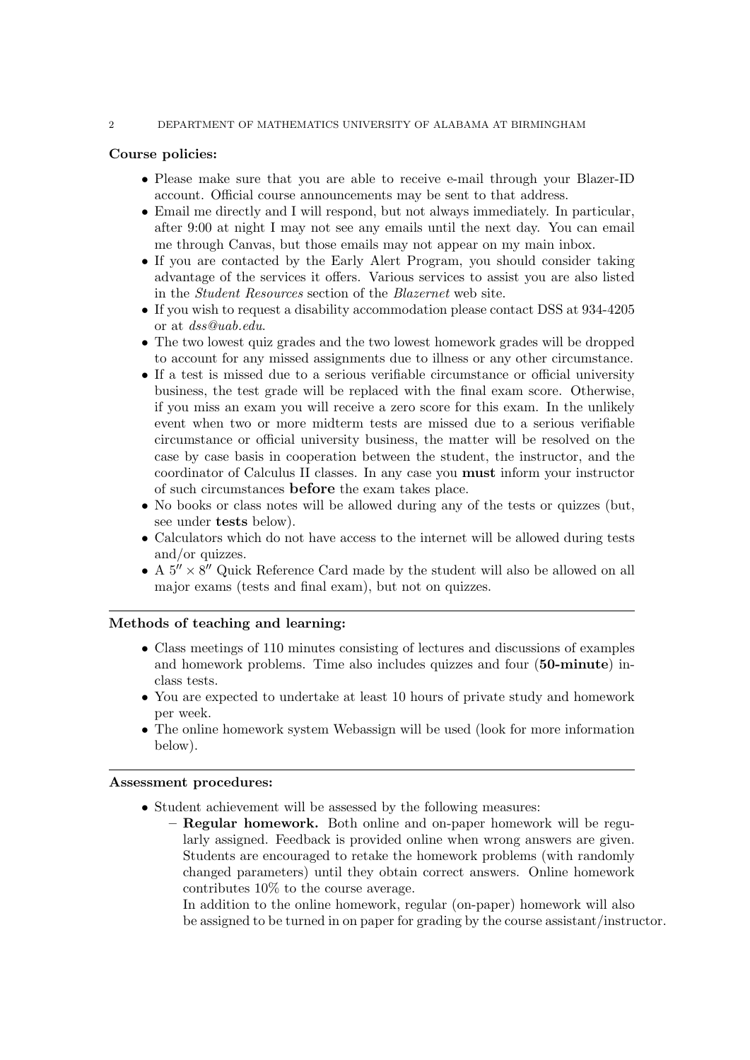**Course policies:**

- Please make sure that you are able to receive e-mail through your Blazer-ID account. Official course announcements may be sent to that address.
- Email me directly and I will respond, but not always immediately. In particular, after 9:00 at night I may not see any emails until the next day. You can email me through Canvas, but those emails may not appear on my main inbox.
- If you are contacted by the Early Alert Program, you should consider taking advantage of the services it offers. Various services to assist you are also listed in the *Student Resources* section of the *Blazernet* web site.
- If you wish to request a disability accommodation please contact DSS at 934-4205 or at *dss@uab.edu*.
- The two lowest quiz grades and the two lowest homework grades will be dropped to account for any missed assignments due to illness or any other circumstance.
- If a test is missed due to a serious verifiable circumstance or official university business, the test grade will be replaced with the final exam score. Otherwise, if you miss an exam you will receive a zero score for this exam. In the unlikely event when two or more midterm tests are missed due to a serious verifiable circumstance or official university business, the matter will be resolved on the case by case basis in cooperation between the student, the instructor, and the coordinator of Calculus II classes. In any case you **must** inform your instructor of such circumstances **before** the exam takes place.
- No books or class notes will be allowed during any of the tests or quizzes (but, see under **tests** below).
- Calculators which do not have access to the internet will be allowed during tests and/or quizzes.
- A $5'' \times 8''$ Quick Reference Card made by the student will also be allowed on all major exams (tests and final exam), but not on quizzes.

---

**Methods of teaching and learning:**

- Class meetings of 110 minutes consisting of lectures and discussions of examples and homework problems. Time also includes quizzes and four (**50-minute**) in-class tests.
- You are expected to undertake at least 10 hours of private study and homework per week.
- The online homework system Webassign will be used (look for more information below).

---

**Assessment procedures:**

- Student achievement will be assessed by the following measures:
  - **Regular homework.** Both online and on-paper homework will be regularly assigned. Feedback is provided online when wrong answers are given. Students are encouraged to retake the homework problems (with randomly changed parameters) until they obtain correct answers. Online homework contributes 10% to the course average.

    In addition to the online homework, regular (on-paper) homework will also be assigned to be turned in on paper for grading by the course assistant/instructor.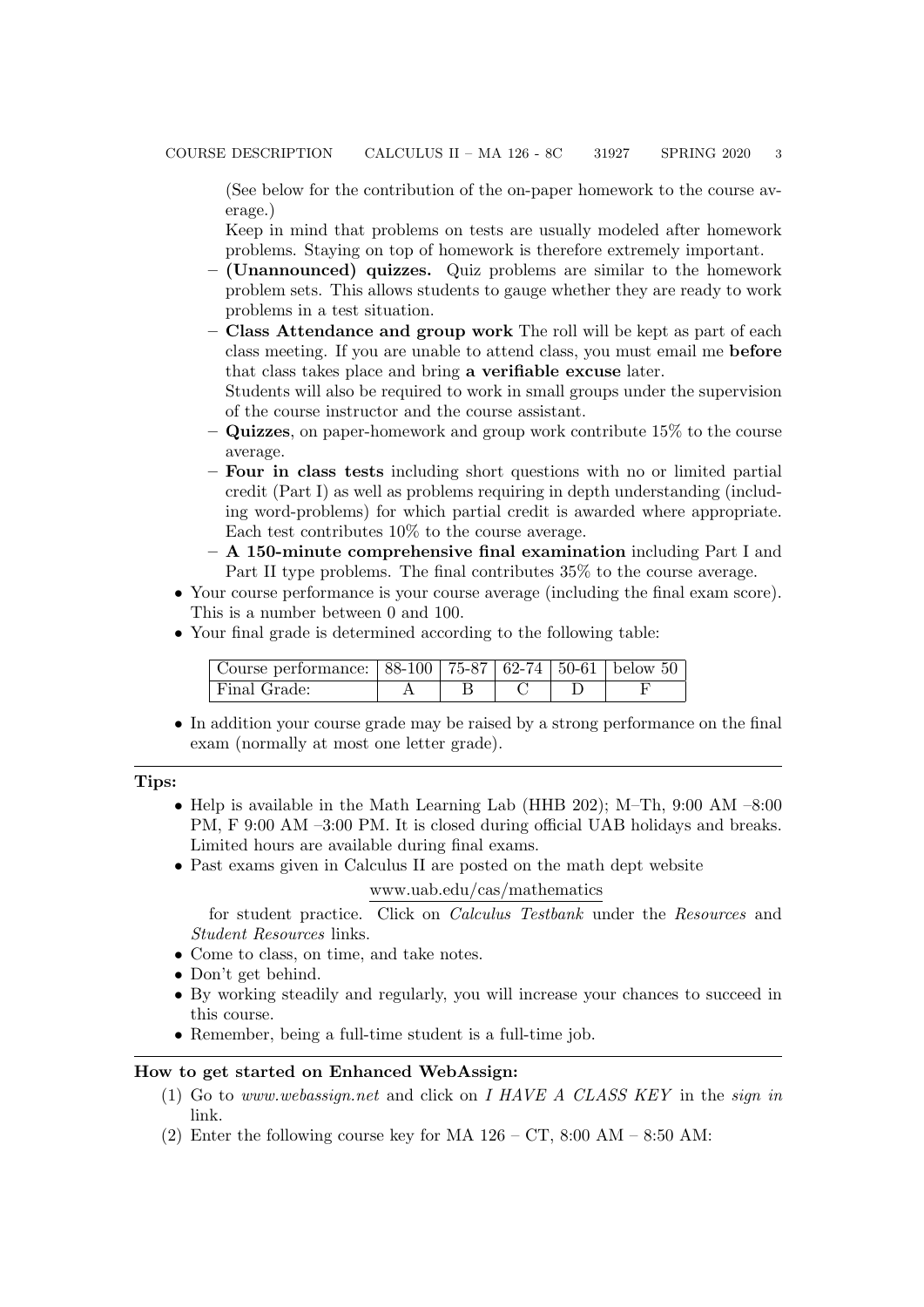(See below for the contribution of the on-paper homework to the course average.)

Keep in mind that problems on tests are usually modeled after homework problems. Staying on top of homework is therefore extremely important.

- **(Unannounced) quizzes.** Quiz problems are similar to the homework problem sets. This allows students to gauge whether they are ready to work problems in a test situation.
- **Class Attendance and group work** The roll will be kept as part of each class meeting. If you are unable to attend class, you must email me **before** that class takes place and bring **a verifiable excuse** later.

  Students will also be required to work in small groups under the supervision of the course instructor and the course assistant.
- **Quizzes**, on paper-homework and group work contribute 15% to the course average.
- **Four in class tests** including short questions with no or limited partial credit (Part I) as well as problems requiring in depth understanding (including word-problems) for which partial credit is awarded where appropriate. Each test contributes 10% to the course average.
- **A 150-minute comprehensive final examination** including Part I and Part II type problems. The final contributes 35% to the course average.

- Your course performance is your course average (including the final exam score). This is a number between 0 and 100.
- Your final grade is determined according to the following table:

| Course performance: | 88-100 | 75-87 | 62-74 | 50-61 | below 50 |
|---|---|---|---|---|---|
| Final Grade: | A | B | C | D | F |

- In addition your course grade may be raised by a strong performance on the final exam (normally at most one letter grade).

---

**Tips:**

- Help is available in the Math Learning Lab (HHB 202); M–Th, 9:00 AM –8:00 PM, F 9:00 AM –3:00 PM. It is closed during official UAB holidays and breaks. Limited hours are available during final exams.
- Past exams given in Calculus II are posted on the math dept website

  www.uab.edu/cas/mathematics

  for student practice. Click on *Calculus Testbank* under the *Resources* and *Student Resources* links.
- Come to class, on time, and take notes.
- Don't get behind.
- By working steadily and regularly, you will increase your chances to succeed in this course.
- Remember, being a full-time student is a full-time job.

---

**How to get started on Enhanced WebAssign:**

1. Go to *www.webassign.net* and click on *I HAVE A CLASS KEY* in the *sign in* link.
2. Enter the following course key for MA 126 – CT, 8:00 AM – 8:50 AM: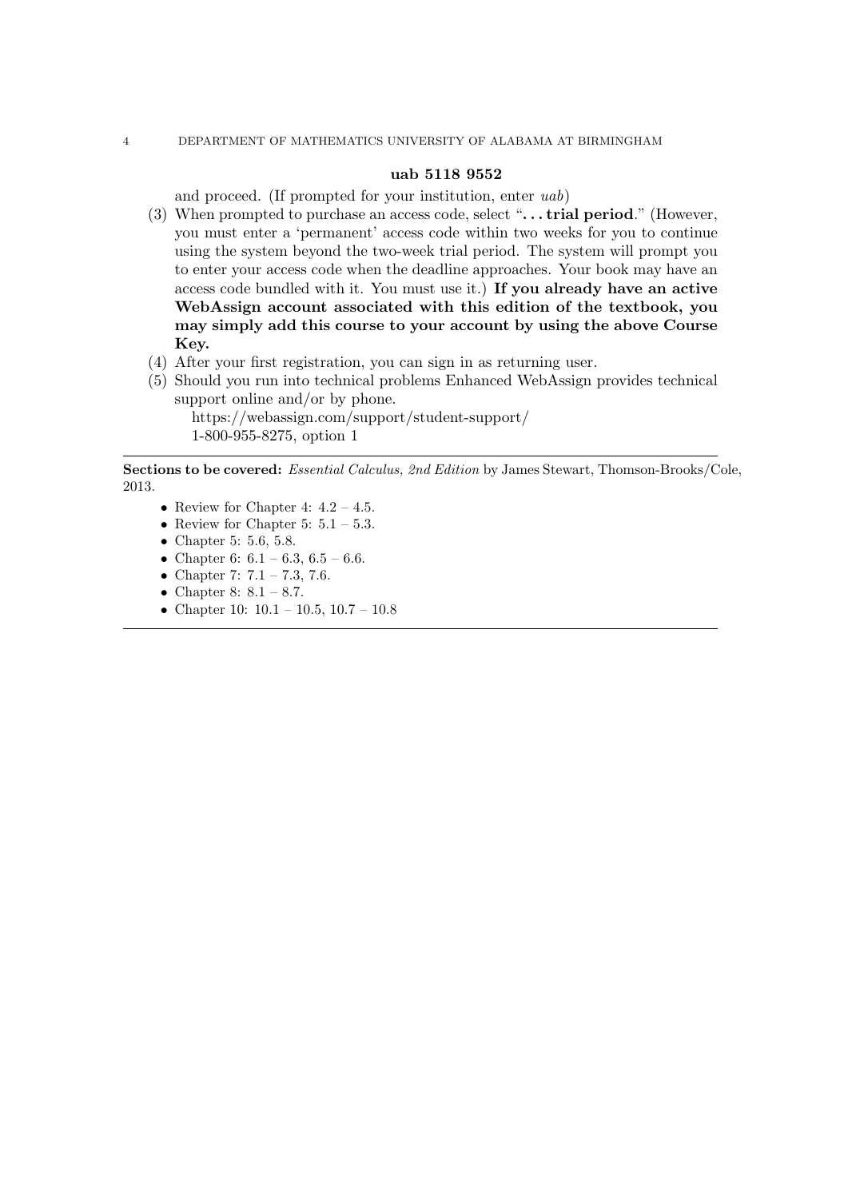**uab 5118 9552**

and proceed. (If prompted for your institution, enter *uab*)

(3) When prompted to purchase an access code, select "**. . . trial period**." (However, you must enter a 'permanent' access code within two weeks for you to continue using the system beyond the two-week trial period. The system will prompt you to enter your access code when the deadline approaches. Your book may have an access code bundled with it. You must use it.) **If you already have an active WebAssign account associated with this edition of the textbook, you may simply add this course to your account by using the above Course Key.**

(4) After your first registration, you can sign in as returning user.

(5) Should you run into technical problems Enhanced WebAssign provides technical support online and/or by phone.
https://webassign.com/support/student-support/
1-800-955-8275, option 1

---

**Sections to be covered:** *Essential Calculus, 2nd Edition* by James Stewart, Thomson-Brooks/Cole, 2013.

- Review for Chapter 4: 4.2 – 4.5.
- Review for Chapter 5: 5.1 – 5.3.
- Chapter 5: 5.6, 5.8.
- Chapter 6: 6.1 – 6.3, 6.5 – 6.6.
- Chapter 7: 7.1 – 7.3, 7.6.
- Chapter 8: 8.1 – 8.7.
- Chapter 10: 10.1 – 10.5, 10.7 – 10.8

---